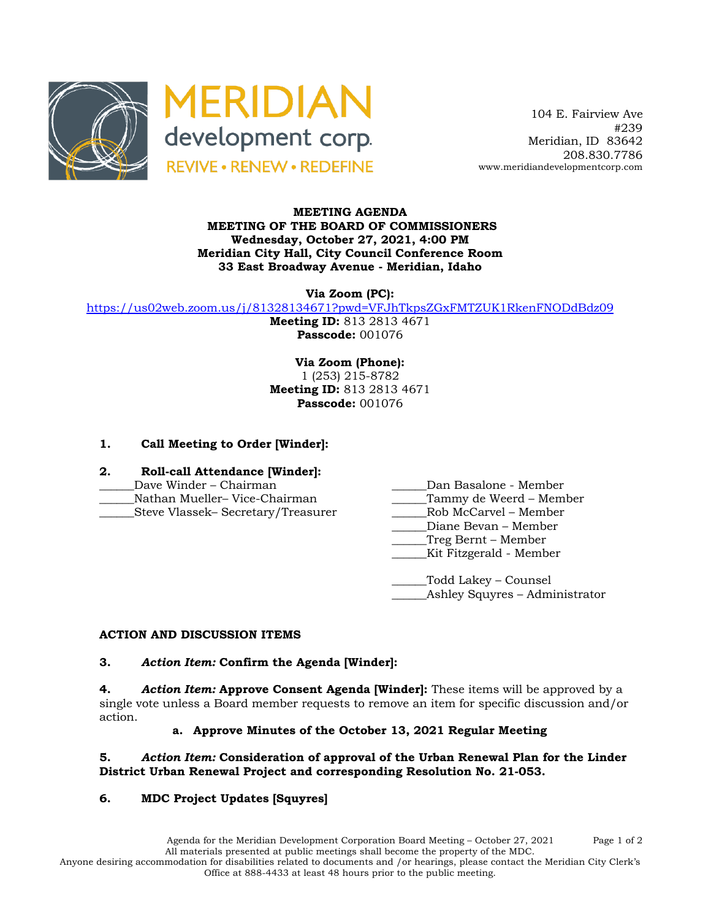MERIDIAN development corp.
REVIVE • RENEW • REDEFINE

104 E. Fairview Ave
#239
Meridian, ID 83642
208.830.7786
www.meridiandevelopmentcorp.com

**MEETING AGENDA**
**MEETING OF THE BOARD OF COMMISSIONERS**
**Wednesday, October 27, 2021, 4:00 PM**
**Meridian City Hall, City Council Conference Room**
**33 East Broadway Avenue - Meridian, Idaho**

**Via Zoom (PC):**
https://us02web.zoom.us/j/81328134671?pwd=VFJhTkpsZGxFMTZUK1RkenFNODdBdz09
**Meeting ID:** 813 2813 4671
**Passcode:** 001076

**Via Zoom (Phone):**
1 (253) 215-8782
**Meeting ID:** 813 2813 4671
**Passcode:** 001076

**1. Call Meeting to Order [Winder]:**

**2. Roll-call Attendance [Winder]:**

______Dave Winder – Chairman
______Nathan Mueller– Vice-Chairman
______Steve Vlassek– Secretary/Treasurer
______Dan Basalone - Member
______Tammy de Weerd – Member
______Rob McCarvel – Member
______Diane Bevan – Member
______Treg Bernt – Member
______Kit Fitzgerald - Member

______Todd Lakey – Counsel
______Ashley Squyres – Administrator

**ACTION AND DISCUSSION ITEMS**

**3.** ***Action Item:*** **Confirm the Agenda [Winder]:**

**4.** ***Action Item:*** **Approve Consent Agenda [Winder]:** These items will be approved by a single vote unless a Board member requests to remove an item for specific discussion and/or action.

**a. Approve Minutes of the October 13, 2021 Regular Meeting**

**5.** ***Action Item:*** **Consideration of approval of the Urban Renewal Plan for the Linder District Urban Renewal Project and corresponding Resolution No. 21-053.**

**6. MDC Project Updates [Squyres]**

All materials presented at public meetings shall become the property of the MDC.
Anyone desiring accommodation for disabilities related to documents and /or hearings, please contact the Meridian City Clerk's Office at 888-4433 at least 48 hours prior to the public meeting.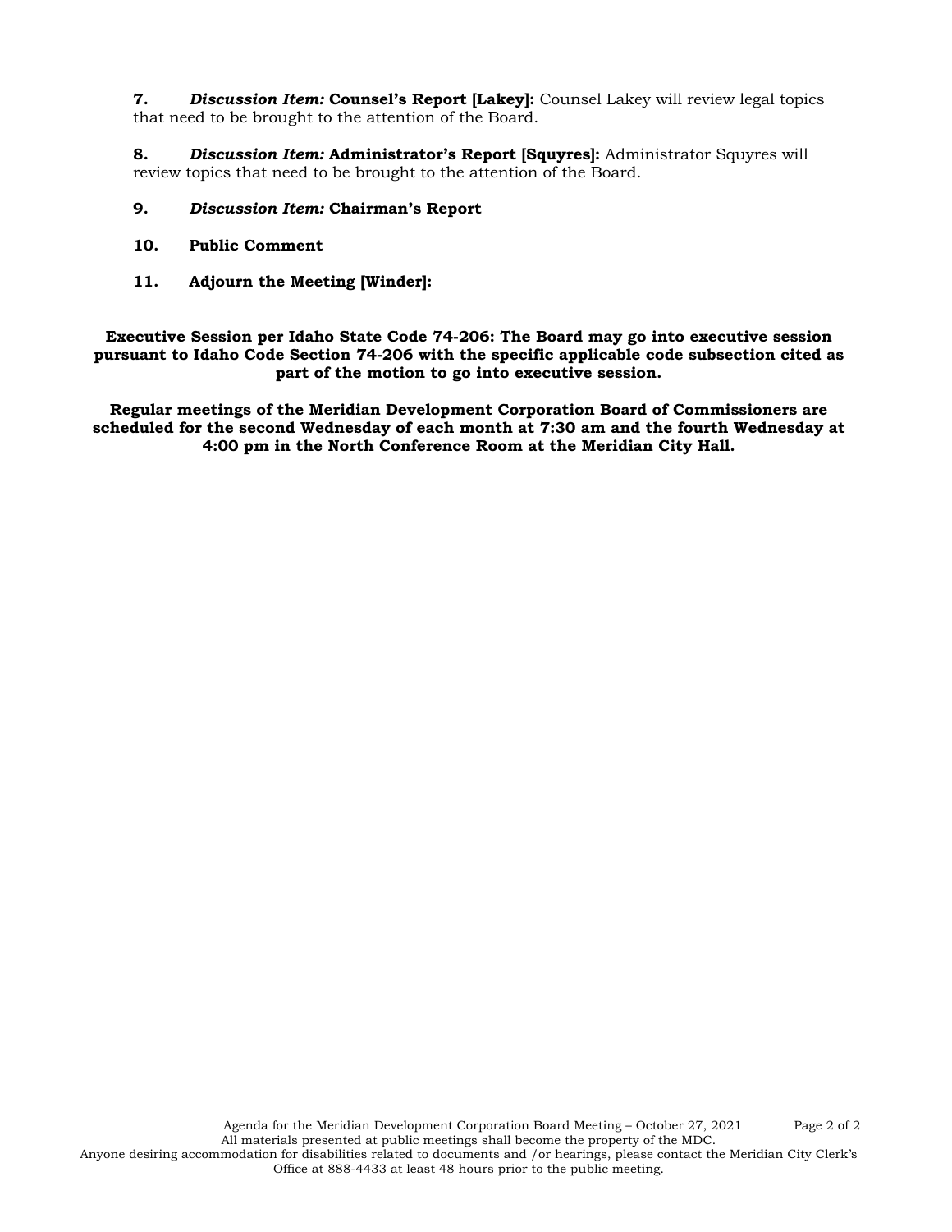**7.** ***Discussion Item:*** **Counsel's Report [Lakey]:** Counsel Lakey will review legal topics that need to be brought to the attention of the Board.

**8.** ***Discussion Item:*** **Administrator's Report [Squyres]:** Administrator Squyres will review topics that need to be brought to the attention of the Board.

**9.** ***Discussion Item:*** **Chairman's Report**

**10. Public Comment**

**11. Adjourn the Meeting [Winder]:**

**Executive Session per Idaho State Code 74-206: The Board may go into executive session pursuant to Idaho Code Section 74-206 with the specific applicable code subsection cited as part of the motion to go into executive session.**

**Regular meetings of the Meridian Development Corporation Board of Commissioners are scheduled for the second Wednesday of each month at 7:30 am and the fourth Wednesday at 4:00 pm in the North Conference Room at the Meridian City Hall.**

Agenda for the Meridian Development Corporation Board Meeting – October 27, 2021

All materials presented at public meetings shall become the property of the MDC.

Anyone desiring accommodation for disabilities related to documents and /or hearings, please contact the Meridian City Clerk's Office at 888-4433 at least 48 hours prior to the public meeting.